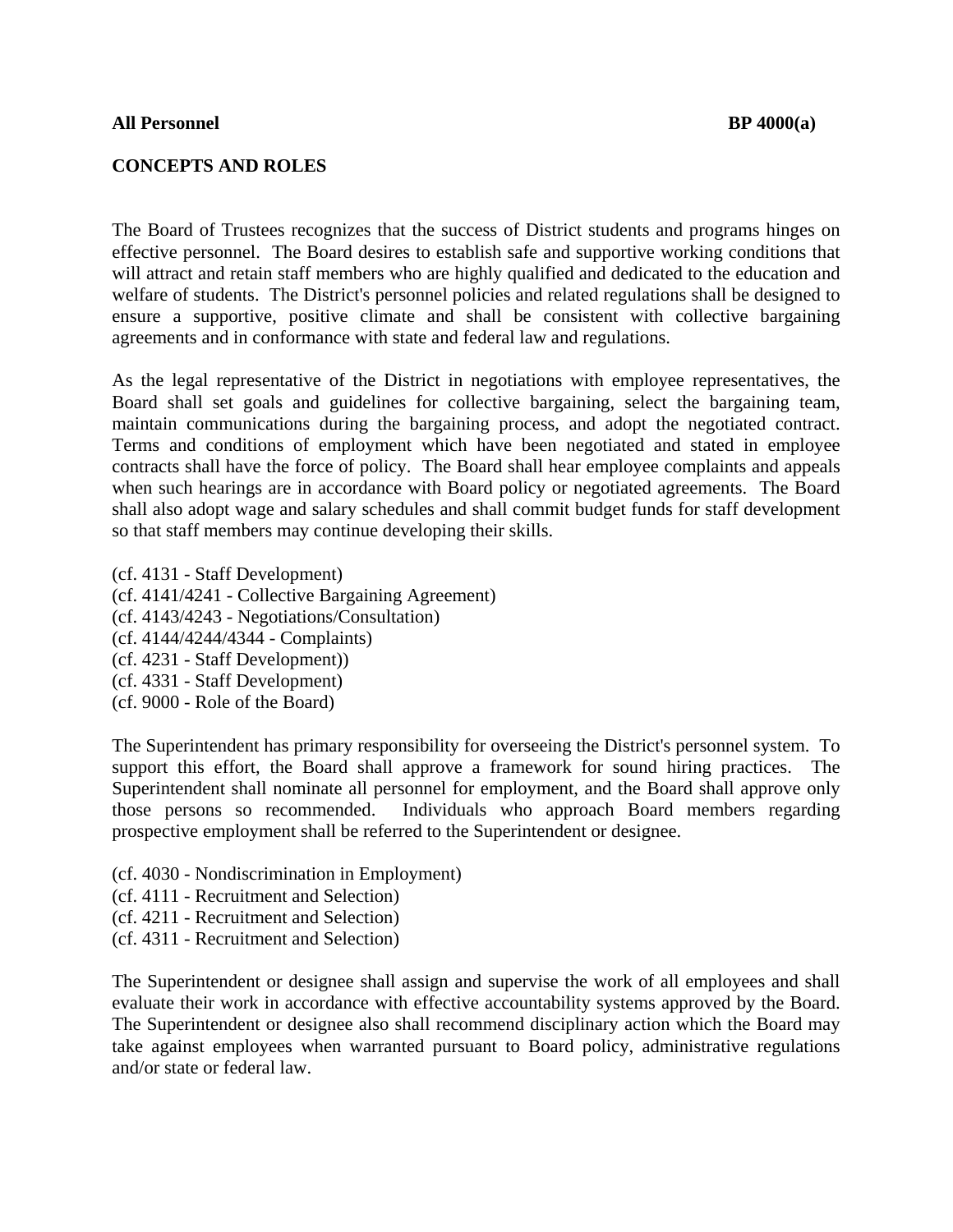**All Personnel** **BP 4000(a)**

## CONCEPTS AND ROLES

The Board of Trustees recognizes that the success of District students and programs hinges on effective personnel. The Board desires to establish safe and supportive working conditions that will attract and retain staff members who are highly qualified and dedicated to the education and welfare of students. The District's personnel policies and related regulations shall be designed to ensure a supportive, positive climate and shall be consistent with collective bargaining agreements and in conformance with state and federal law and regulations.

As the legal representative of the District in negotiations with employee representatives, the Board shall set goals and guidelines for collective bargaining, select the bargaining team, maintain communications during the bargaining process, and adopt the negotiated contract. Terms and conditions of employment which have been negotiated and stated in employee contracts shall have the force of policy. The Board shall hear employee complaints and appeals when such hearings are in accordance with Board policy or negotiated agreements. The Board shall also adopt wage and salary schedules and shall commit budget funds for staff development so that staff members may continue developing their skills.

(cf. 4131 - Staff Development)
(cf. 4141/4241 - Collective Bargaining Agreement)
(cf. 4143/4243 - Negotiations/Consultation)
(cf. 4144/4244/4344 - Complaints)
(cf. 4231 - Staff Development))
(cf. 4331 - Staff Development)
(cf. 9000 - Role of the Board)

The Superintendent has primary responsibility for overseeing the District's personnel system. To support this effort, the Board shall approve a framework for sound hiring practices. The Superintendent shall nominate all personnel for employment, and the Board shall approve only those persons so recommended. Individuals who approach Board members regarding prospective employment shall be referred to the Superintendent or designee.

(cf. 4030 - Nondiscrimination in Employment)
(cf. 4111 - Recruitment and Selection)
(cf. 4211 - Recruitment and Selection)
(cf. 4311 - Recruitment and Selection)

The Superintendent or designee shall assign and supervise the work of all employees and shall evaluate their work in accordance with effective accountability systems approved by the Board. The Superintendent or designee also shall recommend disciplinary action which the Board may take against employees when warranted pursuant to Board policy, administrative regulations and/or state or federal law.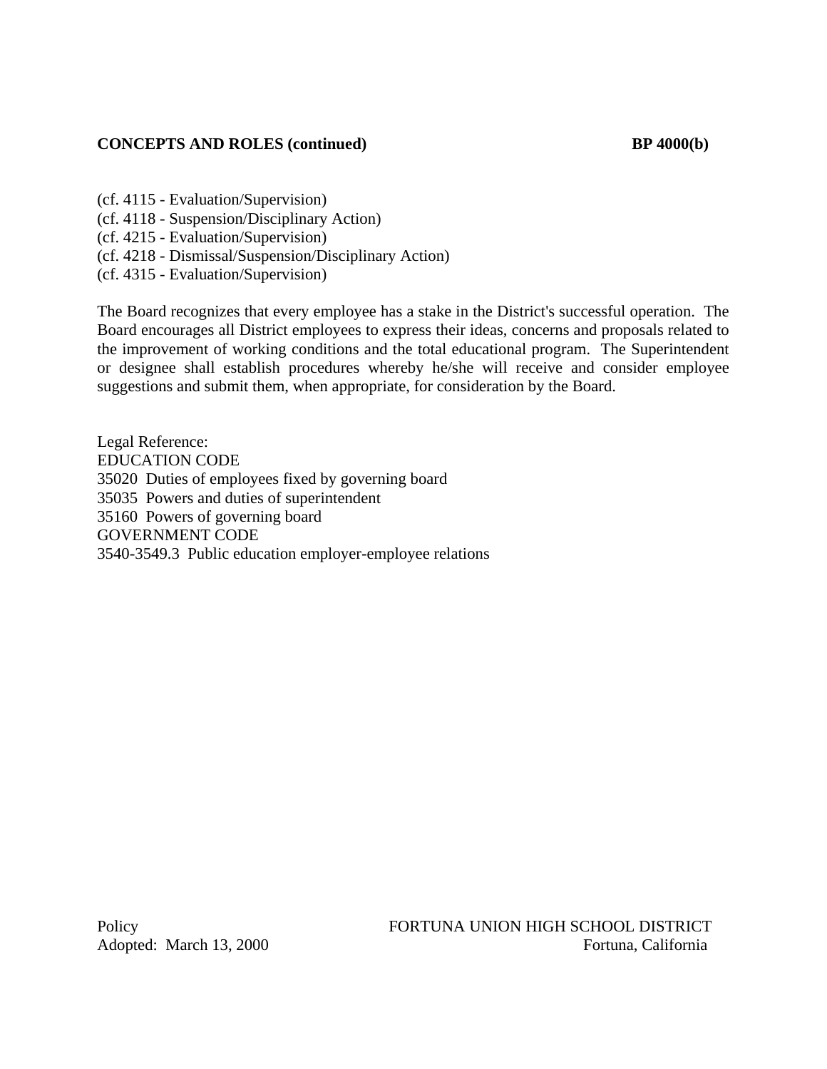(cf. 4115 - Evaluation/Supervision)
(cf. 4118 - Suspension/Disciplinary Action)
(cf. 4215 - Evaluation/Supervision)
(cf. 4218 - Dismissal/Suspension/Disciplinary Action)
(cf. 4315 - Evaluation/Supervision)

The Board recognizes that every employee has a stake in the District's successful operation. The Board encourages all District employees to express their ideas, concerns and proposals related to the improvement of working conditions and the total educational program. The Superintendent or designee shall establish procedures whereby he/she will receive and consider employee suggestions and submit them, when appropriate, for consideration by the Board.

Legal Reference:
EDUCATION CODE
35020 Duties of employees fixed by governing board
35035 Powers and duties of superintendent
35160 Powers of governing board
GOVERNMENT CODE
3540-3549.3 Public education employer-employee relations

Policy
Adopted: March 13, 2000

FORTUNA UNION HIGH SCHOOL DISTRICT
Fortuna, California